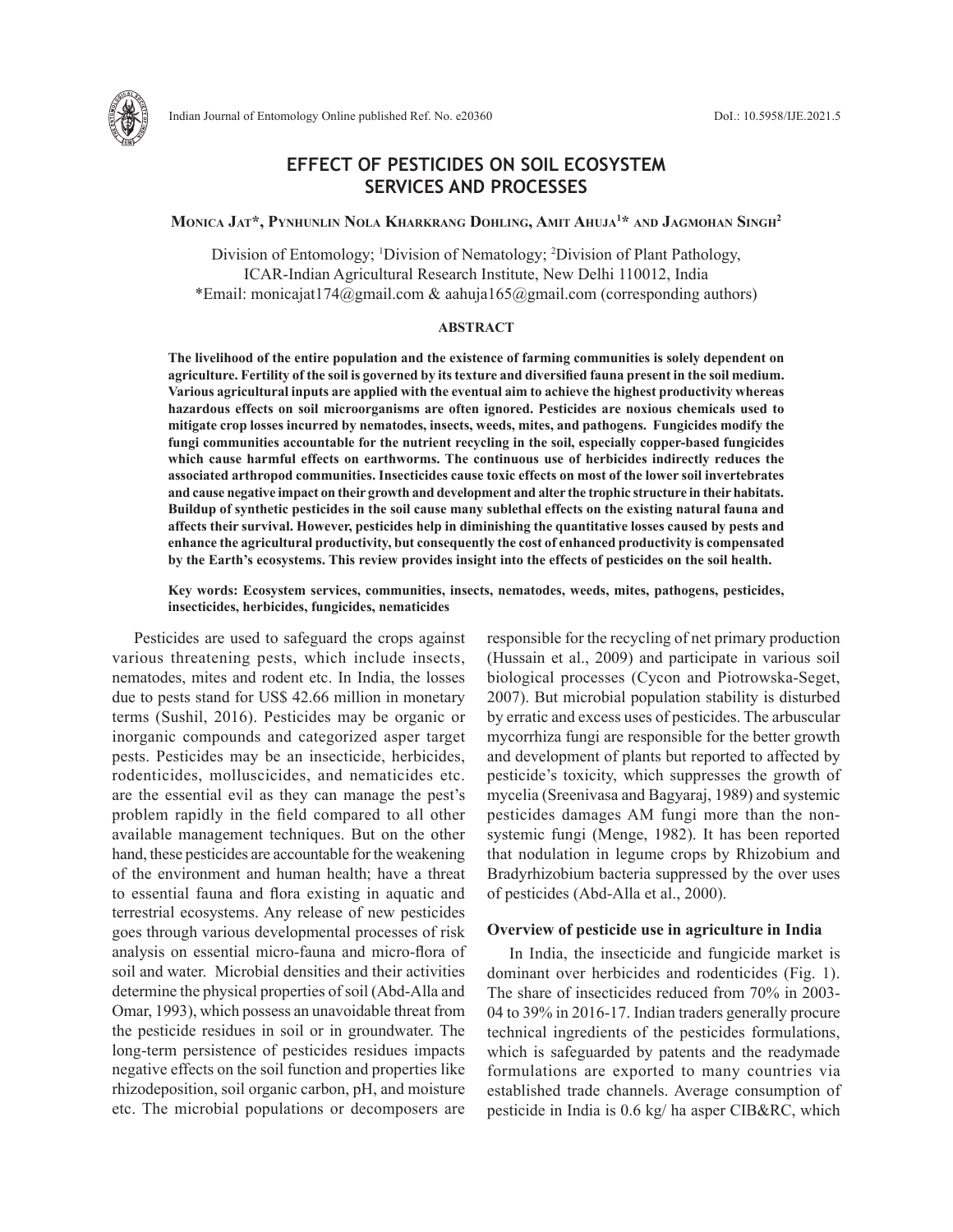# EFFECT OF PESTICIDES ON SOIL ECOSYSTEM SERVICES AND PROCESSES

**Monica Jat*, Pynhunlin Nola Kharkrang Dohling, Amit Ahuja[1]* and Jagmohan Singh[2]**

Division of Entomology; [1]Division of Nematology; [2]Division of Plant Pathology, ICAR-Indian Agricultural Research Institute, New Delhi 110012, India
*Email: monicajat174@gmail.com & aahuja165@gmail.com (corresponding authors)

## ABSTRACT

**The livelihood of the entire population and the existence of farming communities is solely dependent on agriculture. Fertility of the soil is governed by its texture and diversified fauna present in the soil medium. Various agricultural inputs are applied with the eventual aim to achieve the highest productivity whereas hazardous effects on soil microorganisms are often ignored. Pesticides are noxious chemicals used to mitigate crop losses incurred by nematodes, insects, weeds, mites, and pathogens. Fungicides modify the fungi communities accountable for the nutrient recycling in the soil, especially copper-based fungicides which cause harmful effects on earthworms. The continuous use of herbicides indirectly reduces the associated arthropod communities. Insecticides cause toxic effects on most of the lower soil invertebrates and cause negative impact on their growth and development and alter the trophic structure in their habitats. Buildup of synthetic pesticides in the soil cause many sublethal effects on the existing natural fauna and affects their survival. However, pesticides help in diminishing the quantitative losses caused by pests and enhance the agricultural productivity, but consequently the cost of enhanced productivity is compensated by the Earth's ecosystems. This review provides insight into the effects of pesticides on the soil health.**

**Key words: Ecosystem services, communities, insects, nematodes, weeds, mites, pathogens, pesticides, insecticides, herbicides, fungicides, nematicides**

Pesticides are used to safeguard the crops against various threatening pests, which include insects, nematodes, mites and rodent etc. In India, the losses due to pests stand for US$ 42.66 million in monetary terms (Sushil, 2016). Pesticides may be organic or inorganic compounds and categorized asper target pests. Pesticides may be an insecticide, herbicides, rodenticides, molluscicides, and nematicides etc. are the essential evil as they can manage the pest's problem rapidly in the field compared to all other available management techniques. But on the other hand, these pesticides are accountable for the weakening of the environment and human health; have a threat to essential fauna and flora existing in aquatic and terrestrial ecosystems. Any release of new pesticides goes through various developmental processes of risk analysis on essential micro-fauna and micro-flora of soil and water. Microbial densities and their activities determine the physical properties of soil (Abd-Alla and Omar, 1993), which possess an unavoidable threat from the pesticide residues in soil or in groundwater. The long-term persistence of pesticides residues impacts negative effects on the soil function and properties like rhizodeposition, soil organic carbon, pH, and moisture etc. The microbial populations or decomposers are responsible for the recycling of net primary production (Hussain et al., 2009) and participate in various soil biological processes (Cycon and Piotrowska-Seget, 2007). But microbial population stability is disturbed by erratic and excess uses of pesticides. The arbuscular mycorrhiza fungi are responsible for the better growth and development of plants but reported to affected by pesticide's toxicity, which suppresses the growth of mycelia (Sreenivasa and Bagyaraj, 1989) and systemic pesticides damages AM fungi more than the non-systemic fungi (Menge, 1982). It has been reported that nodulation in legume crops by Rhizobium and Bradyrhizobium bacteria suppressed by the over uses of pesticides (Abd-Alla et al., 2000).

## Overview of pesticide use in agriculture in India

In India, the insecticide and fungicide market is dominant over herbicides and rodenticides (Fig. 1). The share of insecticides reduced from 70% in 2003-04 to 39% in 2016-17. Indian traders generally procure technical ingredients of the pesticides formulations, which is safeguarded by patents and the readymade formulations are exported to many countries via established trade channels. Average consumption of pesticide in India is 0.6 kg/ ha asper CIB&RC, which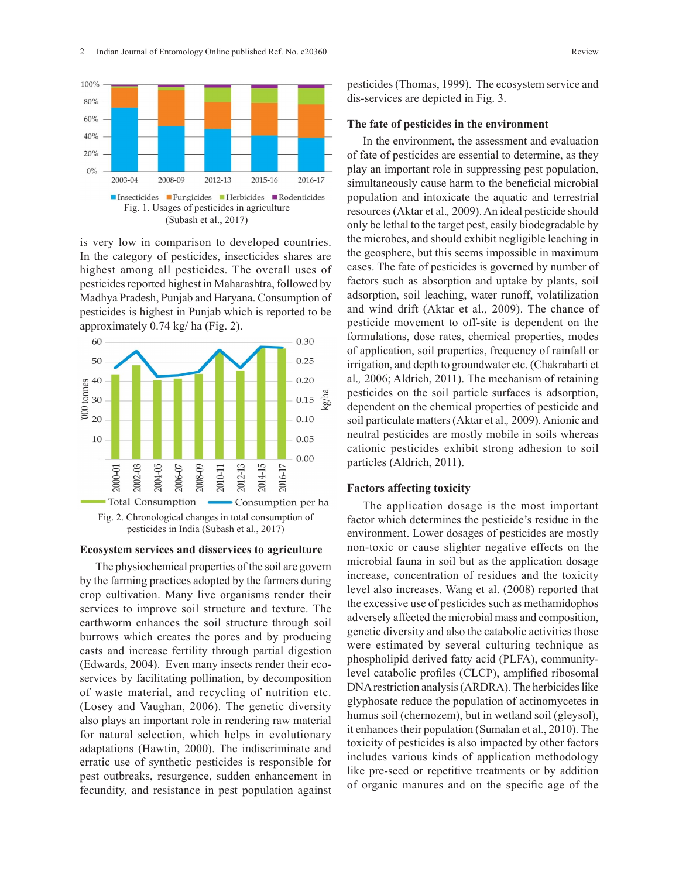Fig. 1. Usages of pesticides in agriculture (Subash et al., 2017)

is very low in comparison to developed countries. In the category of pesticides, insecticides shares are highest among all pesticides. The overall uses of pesticides reported highest in Maharashtra, followed by Madhya Pradesh, Punjab and Haryana. Consumption of pesticides is highest in Punjab which is reported to be approximately 0.74 kg/ ha (Fig. 2).

Fig. 2. Chronological changes in total consumption of pesticides in India (Subash et al., 2017)

## Ecosystem services and disservices to agriculture

The physiochemical properties of the soil are govern by the farming practices adopted by the farmers during crop cultivation. Many live organisms render their services to improve soil structure and texture. The earthworm enhances the soil structure through soil burrows which creates the pores and by producing casts and increase fertility through partial digestion (Edwards, 2004). Even many insects render their eco-services by facilitating pollination, by decomposition of waste material, and recycling of nutrition etc. (Losey and Vaughan, 2006). The genetic diversity also plays an important role in rendering raw material for natural selection, which helps in evolutionary adaptations (Hawtin, 2000). The indiscriminate and erratic use of synthetic pesticides is responsible for pest outbreaks, resurgence, sudden enhancement in fecundity, and resistance in pest population against pesticides (Thomas, 1999). The ecosystem service and dis-services are depicted in Fig. 3.

## The fate of pesticides in the environment

In the environment, the assessment and evaluation of fate of pesticides are essential to determine, as they play an important role in suppressing pest population, simultaneously cause harm to the beneficial microbial population and intoxicate the aquatic and terrestrial resources (Aktar et al., 2009). An ideal pesticide should only be lethal to the target pest, easily biodegradable by the microbes, and should exhibit negligible leaching in the geosphere, but this seems impossible in maximum cases. The fate of pesticides is governed by number of factors such as absorption and uptake by plants, soil adsorption, soil leaching, water runoff, volatilization and wind drift (Aktar et al., 2009). The chance of pesticide movement to off-site is dependent on the formulations, dose rates, chemical properties, modes of application, soil properties, frequency of rainfall or irrigation, and depth to groundwater etc. (Chakrabarti et al., 2006; Aldrich, 2011). The mechanism of retaining pesticides on the soil particle surfaces is adsorption, dependent on the chemical properties of pesticide and soil particulate matters (Aktar et al., 2009). Anionic and neutral pesticides are mostly mobile in soils whereas cationic pesticides exhibit strong adhesion to soil particles (Aldrich, 2011).

## Factors affecting toxicity

The application dosage is the most important factor which determines the pesticide's residue in the environment. Lower dosages of pesticides are mostly non-toxic or cause slighter negative effects on the microbial fauna in soil but as the application dosage increase, concentration of residues and the toxicity level also increases. Wang et al. (2008) reported that the excessive use of pesticides such as methamidophos adversely affected the microbial mass and composition, genetic diversity and also the catabolic activities those were estimated by several culturing technique as phospholipid derived fatty acid (PLFA), community-level catabolic profiles (CLCP), amplified ribosomal DNA restriction analysis (ARDRA). The herbicides like glyphosate reduce the population of actinomycetes in humus soil (chernozem), but in wetland soil (gleysol), it enhances their population (Sumalan et al., 2010). The toxicity of pesticides is also impacted by other factors includes various kinds of application methodology like pre-seed or repetitive treatments or by addition of organic manures and on the specific age of the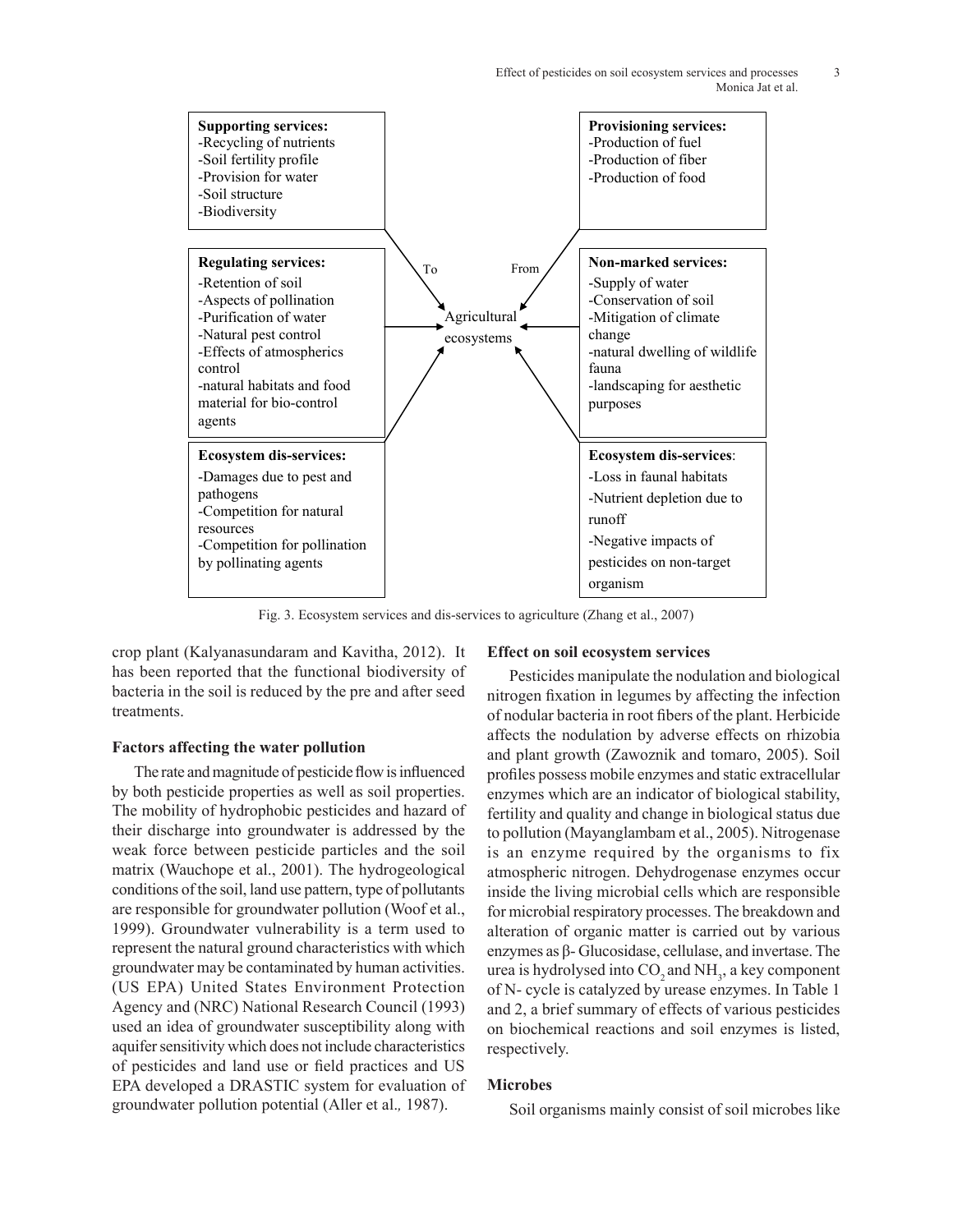**Supporting services:**
-Recycling of nutrients
-Soil fertility profile
-Provision for water
-Soil structure
-Biodiversity

**Provisioning services:**
-Production of fuel
-Production of fiber
-Production of food

**Regulating services:**
-Retention of soil
-Aspects of pollination
-Purification of water
-Natural pest control
-Effects of atmospherics control
-natural habitats and food material for bio-control agents

To — Agricultural ecosystems — From

**Non-marked services:**
-Supply of water
-Conservation of soil
-Mitigation of climate change
-natural dwelling of wildlife fauna
-landscaping for aesthetic purposes

**Ecosystem dis-services:**
-Damages due to pest and pathogens
-Competition for natural resources
-Competition for pollination by pollinating agents

**Ecosystem dis-services**:
-Loss in faunal habitats
-Nutrient depletion due to runoff
-Negative impacts of pesticides on non-target organism

Fig. 3. Ecosystem services and dis-services to agriculture (Zhang et al., 2007)

crop plant (Kalyanasundaram and Kavitha, 2012). It has been reported that the functional biodiversity of bacteria in the soil is reduced by the pre and after seed treatments.

### Factors affecting the water pollution

The rate and magnitude of pesticide flow is influenced by both pesticide properties as well as soil properties. The mobility of hydrophobic pesticides and hazard of their discharge into groundwater is addressed by the weak force between pesticide particles and the soil matrix (Wauchope et al., 2001). The hydrogeological conditions of the soil, land use pattern, type of pollutants are responsible for groundwater pollution (Woof et al., 1999). Groundwater vulnerability is a term used to represent the natural ground characteristics with which groundwater may be contaminated by human activities. (US EPA) United States Environment Protection Agency and (NRC) National Research Council (1993) used an idea of groundwater susceptibility along with aquifer sensitivity which does not include characteristics of pesticides and land use or field practices and US EPA developed a DRASTIC system for evaluation of groundwater pollution potential (Aller et al*.,* 1987).

### Effect on soil ecosystem services

Pesticides manipulate the nodulation and biological nitrogen fixation in legumes by affecting the infection of nodular bacteria in root fibers of the plant. Herbicide affects the nodulation by adverse effects on rhizobia and plant growth (Zawoznik and tomaro, 2005). Soil profiles possess mobile enzymes and static extracellular enzymes which are an indicator of biological stability, fertility and quality and change in biological status due to pollution (Mayanglambam et al., 2005). Nitrogenase is an enzyme required by the organisms to fix atmospheric nitrogen. Dehydrogenase enzymes occur inside the living microbial cells which are responsible for microbial respiratory processes. The breakdown and alteration of organic matter is carried out by various enzymes as β- Glucosidase, cellulase, and invertase. The urea is hydrolysed into $CO_2$ and $NH_3$, a key component of N- cycle is catalyzed by urease enzymes. In Table 1 and 2, a brief summary of effects of various pesticides on biochemical reactions and soil enzymes is listed, respectively.

### Microbes

Soil organisms mainly consist of soil microbes like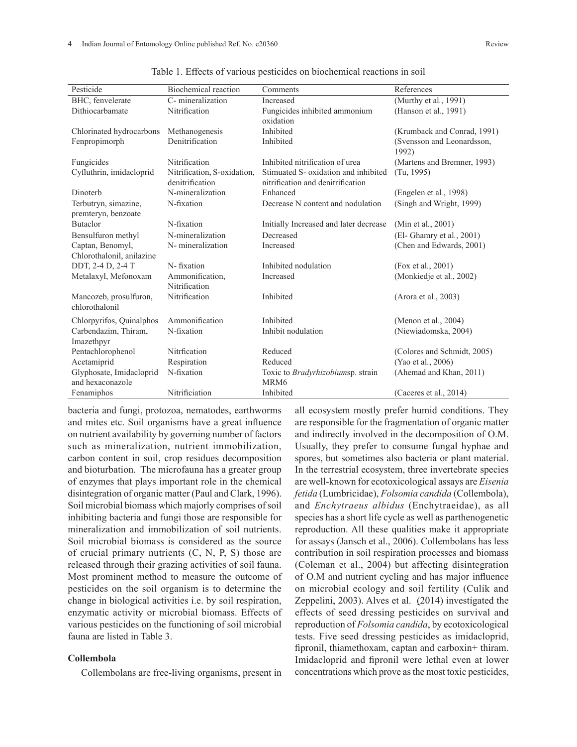Table 1. Effects of various pesticides on biochemical reactions in soil

| Pesticide | Biochemical reaction | Comments | References |
|---|---|---|---|
| BHC, fenvelerate | C- mineralization | Increased | (Murthy et al., 1991) |
| Dithiocarbamate | Nitrification | Fungicides inhibited ammonium oxidation | (Hanson et al., 1991) |
| Chlorinated hydrocarbons | Methanogenesis | Inhibited | (Krumback and Conrad, 1991) |
| Fenpropimorph | Denitrification | Inhibited | (Svensson and Leonardsson, 1992) |
| Fungicides | Nitrification | Inhibited nitrification of urea | (Martens and Bremner, 1993) |
| Cyfluthrin, imidacloprid | Nitrification, S-oxidation, denitrification | Stimuated S- oxidation and inhibited nitrification and denitrification | (Tu, 1995) |
| Dinoterb | N-mineralization | Enhanced | (Engelen et al., 1998) |
| Terbutryn, simazine, premteryn, benzoate | N-fixation | Decrease N content and nodulation | (Singh and Wright, 1999) |
| Butaclor | N-fixation | Initially Increased and later decrease | (Min et al., 2001) |
| Bensulfuron methyl | N-mineralization | Decreased | (El- Ghamry et al., 2001) |
| Captan, Benomyl, Chlorothalonil, anilazine | N- mineralization | Increased | (Chen and Edwards, 2001) |
| DDT, 2-4 D, 2-4 T | N- fixation | Inhibited nodulation | (Fox et al., 2001) |
| Metalaxyl, Mefonoxam | Ammonification, Nitrification | Increased | (Monkiedje et al., 2002) |
| Mancozeb, prosulfuron, chlorothalonil | Nitrification | Inhibited | (Arora et al., 2003) |
| Chlorpyrifos, Quinalphos | Ammonification | Inhibited | (Menon et al., 2004) |
| Carbendazim, Thiram, Imazethpyr | N-fixation | Inhibit nodulation | (Niewiadomska, 2004) |
| Pentachlorophenol | Nitrfication | Reduced | (Colores and Schmidt, 2005) |
| Acetamiprid | Respiration | Reduced | (Yao et al., 2006) |
| Glyphosate, Imidacloprid and hexaconazole | N-fixation | Toxic to *Bradyrhizobium*sp. strain MRM6 | (Ahemad and Khan, 2011) |
| Fenamiphos | Nitrificiation | Inhibited | (Caceres et al., 2014) |

bacteria and fungi, protozoa, nematodes, earthworms and mites etc. Soil organisms have a great influence on nutrient availability by governing number of factors such as mineralization, nutrient immobilization, carbon content in soil, crop residues decomposition and bioturbation. The microfauna has a greater group of enzymes that plays important role in the chemical disintegration of organic matter (Paul and Clark, 1996). Soil microbial biomass which majorly comprises of soil inhibiting bacteria and fungi those are responsible for mineralization and immobilization of soil nutrients. Soil microbial biomass is considered as the source of crucial primary nutrients (C, N, P, S) those are released through their grazing activities of soil fauna. Most prominent method to measure the outcome of pesticides on the soil organism is to determine the change in biological activities i.e. by soil respiration, enzymatic activity or microbial biomass. Effects of various pesticides on the functioning of soil microbial fauna are listed in Table 3.

### Collembola

Collembolans are free-living organisms, present in all ecosystem mostly prefer humid conditions. They are responsible for the fragmentation of organic matter and indirectly involved in the decomposition of O.M. Usually, they prefer to consume fungal hyphae and spores, but sometimes also bacteria or plant material. In the terrestrial ecosystem, three invertebrate species are well-known for ecotoxicological assays are *Eisenia fetida* (Lumbricidae), *Folsomia candida* (Collembola), and *Enchytraeus albidus* (Enchytraeidae), as all species has a short life cycle as well as parthenogenetic reproduction. All these qualities make it appropriate for assays (Jansch et al., 2006). Collembolans has less contribution in soil respiration processes and biomass (Coleman et al., 2004) but affecting disintegration of O.M and nutrient cycling and has major influence on microbial ecology and soil fertility (Culik and Zeppelini, 2003). Alves et al. (2014) investigated the effects of seed dressing pesticides on survival and reproduction of *Folsomia candida*, by ecotoxicological tests. Five seed dressing pesticides as imidacloprid, fipronil, thiamethoxam, captan and carboxin+ thiram. Imidacloprid and fipronil were lethal even at lower concentrations which prove as the most toxic pesticides,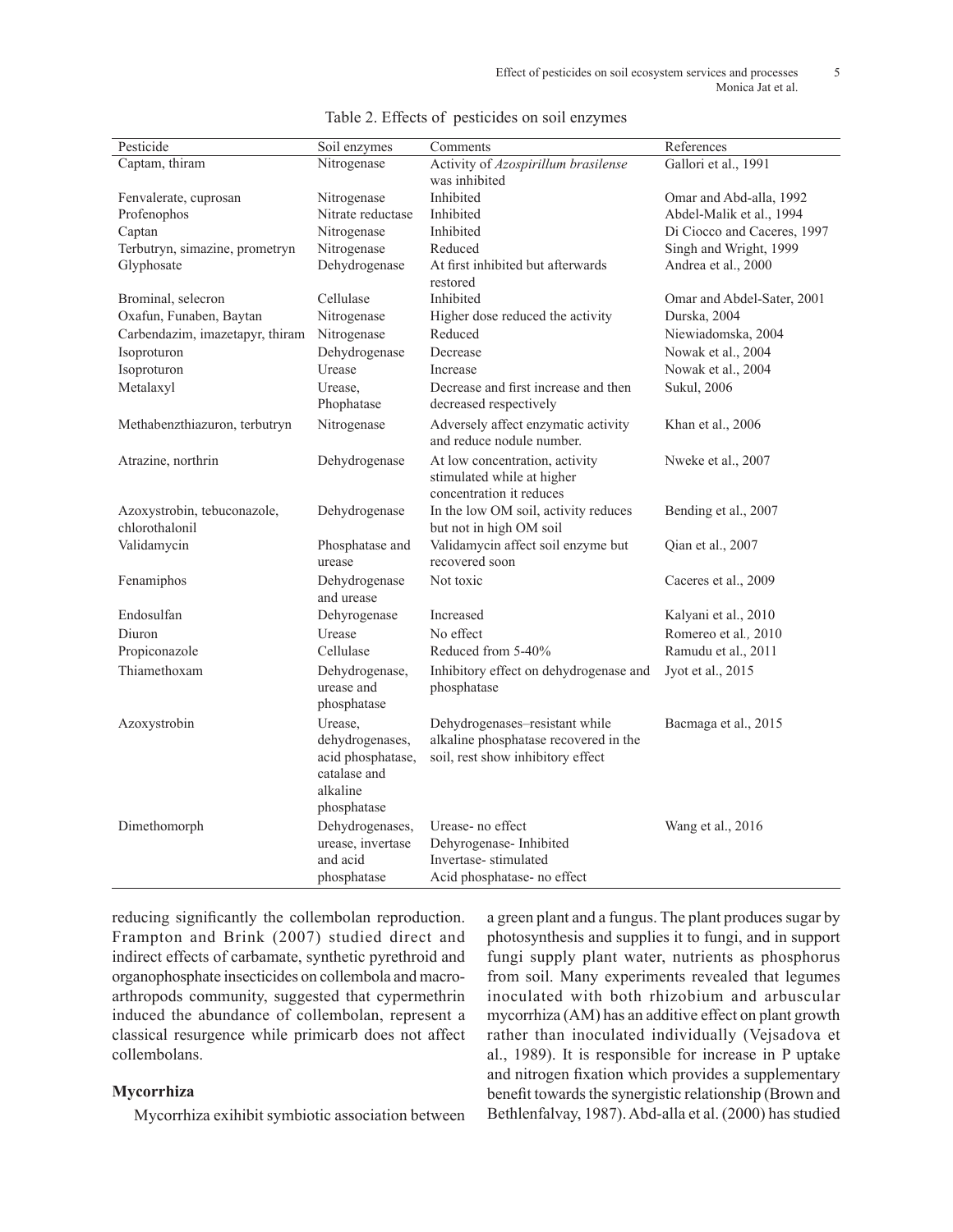Table 2. Effects of pesticides on soil enzymes

| Pesticide | Soil enzymes | Comments | References |
|---|---|---|---|
| Captam, thiram | Nitrogenase | Activity of *Azospirillum brasilense* was inhibited | Gallori et al., 1991 |
| Fenvalerate, cuprosan | Nitrogenase | Inhibited | Omar and Abd-alla, 1992 |
| Profenophos | Nitrate reductase | Inhibited | Abdel-Malik et al., 1994 |
| Captan | Nitrogenase | Inhibited | Di Ciocco and Caceres, 1997 |
| Terbutryn, simazine, prometryn | Nitrogenase | Reduced | Singh and Wright, 1999 |
| Glyphosate | Dehydrogenase | At first inhibited but afterwards restored | Andrea et al., 2000 |
| Brominal, selecron | Cellulase | Inhibited | Omar and Abdel-Sater, 2001 |
| Oxafun, Funaben, Baytan | Nitrogenase | Higher dose reduced the activity | Durska, 2004 |
| Carbendazim, imazetapyr, thiram | Nitrogenase | Reduced | Niewiadomska, 2004 |
| Isoproturon | Dehydrogenase | Decrease | Nowak et al., 2004 |
| Isoproturon | Urease | Increase | Nowak et al., 2004 |
| Metalaxyl | Urease, Phophatase | Decrease and first increase and then decreased respectively | Sukul, 2006 |
| Methabenzthiazuron, terbutryn | Nitrogenase | Adversely affect enzymatic activity and reduce nodule number. | Khan et al., 2006 |
| Atrazine, northrin | Dehydrogenase | At low concentration, activity stimulated while at higher concentration it reduces | Nweke et al., 2007 |
| Azoxystrobin, tebuconazole, chlorothalonil | Dehydrogenase | In the low OM soil, activity reduces but not in high OM soil | Bending et al., 2007 |
| Validamycin | Phosphatase and urease | Validamycin affect soil enzyme but recovered soon | Qian et al., 2007 |
| Fenamiphos | Dehydrogenase and urease | Not toxic | Caceres et al., 2009 |
| Endosulfan | Dehyrogenase | Increased | Kalyani et al., 2010 |
| Diuron | Urease | No effect | Romereo et al., 2010 |
| Propiconazole | Cellulase | Reduced from 5-40% | Ramudu et al., 2011 |
| Thiamethoxam | Dehydrogenase, urease and phosphatase | Inhibitory effect on dehydrogenase and phosphatase | Jyot et al., 2015 |
| Azoxystrobin | Urease, dehydrogenases, acid phosphatase, catalase and alkaline phosphatase | Dehydrogenases–resistant while alkaline phosphatase recovered in the soil, rest show inhibitory effect | Bacmaga et al., 2015 |
| Dimethomorph | Dehydrogenases, urease, invertase and acid phosphatase | Urease- no effect<br>Dehyrogenase- Inhibited<br>Invertase- stimulated<br>Acid phosphatase- no effect | Wang et al., 2016 |

reducing significantly the collembolan reproduction. Frampton and Brink (2007) studied direct and indirect effects of carbamate, synthetic pyrethroid and organophosphate insecticides on collembola and macro-arthropods community, suggested that cypermethrin induced the abundance of collembolan, represent a classical resurgence while primicarb does not affect collembolans.

### Mycorrhiza

Mycorrhiza exihibit symbiotic association between a green plant and a fungus. The plant produces sugar by photosynthesis and supplies it to fungi, and in support fungi supply plant water, nutrients as phosphorus from soil. Many experiments revealed that legumes inoculated with both rhizobium and arbuscular mycorrhiza (AM) has an additive effect on plant growth rather than inoculated individually (Vejsadova et al., 1989). It is responsible for increase in P uptake and nitrogen fixation which provides a supplementary benefit towards the synergistic relationship (Brown and Bethlenfalvay, 1987). Abd-alla et al. (2000) has studied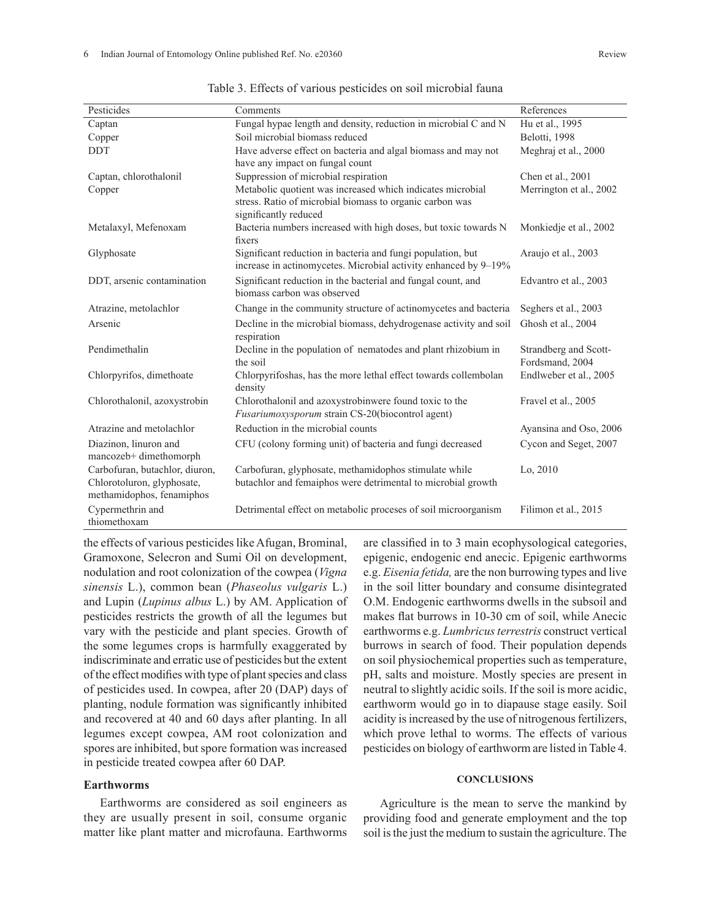Table 3. Effects of various pesticides on soil microbial fauna

| Pesticides | Comments | References |
|---|---|---|
| Captan | Fungal hypae length and density, reduction in microbial C and N | Hu et al., 1995 |
| Copper | Soil microbial biomass reduced | Belotti, 1998 |
| DDT | Have adverse effect on bacteria and algal biomass and may not have any impact on fungal count | Meghraj et al., 2000 |
| Captan, chlorothalonil | Suppression of microbial respiration | Chen et al., 2001 |
| Copper | Metabolic quotient was increased which indicates microbial stress. Ratio of microbial biomass to organic carbon was significantly reduced | Merrington et al., 2002 |
| Metalaxyl, Mefenoxam | Bacteria numbers increased with high doses, but toxic towards N fixers | Monkiedje et al., 2002 |
| Glyphosate | Significant reduction in bacteria and fungi population, but increase in actinomycetes. Microbial activity enhanced by 9–19% | Araujo et al., 2003 |
| DDT, arsenic contamination | Significant reduction in the bacterial and fungal count, and biomass carbon was observed | Edvantro et al., 2003 |
| Atrazine, metolachlor | Change in the community structure of actinomycetes and bacteria | Seghers et al., 2003 |
| Arsenic | Decline in the microbial biomass, dehydrogenase activity and soil respiration | Ghosh et al., 2004 |
| Pendimethalin | Decline in the population of nematodes and plant rhizobium in the soil | Strandberg and Scott-Fordsmand, 2004 |
| Chlorpyrifos, dimethoate | Chlorpyrifoshas, has the more lethal effect towards collembolan density | Endlweber et al., 2005 |
| Chlorothalonil, azoxystrobin | Chlorothalonil and azoxystrobinwere found toxic to the *Fusariumoxysporum* strain CS-20(biocontrol agent) | Fravel et al., 2005 |
| Atrazine and metolachlor | Reduction in the microbial counts | Ayansina and Oso, 2006 |
| Diazinon, linuron and mancozeb+ dimethomorph | CFU (colony forming unit) of bacteria and fungi decreased | Cycon and Seget, 2007 |
| Carbofuran, butachlor, diuron, Chlorotoluron, glyphosate, methamidophos, fenamiphos | Carbofuran, glyphosate, methamidophos stimulate while butachlor and femaiphos were detrimental to microbial growth | Lo, 2010 |
| Cypermethrin and thiomethoxam | Detrimental effect on metabolic processes of soil microorganism | Filimon et al., 2015 |

the effects of various pesticides like Afugan, Brominal, Gramoxone, Selecron and Sumi Oil on development, nodulation and root colonization of the cowpea (*Vigna sinensis* L.), common bean (*Phaseolus vulgaris* L.) and Lupin (*Lupinus albus* L.) by AM. Application of pesticides restricts the growth of all the legumes but vary with the pesticide and plant species. Growth of the some legumes crops is harmfully exaggerated by indiscriminate and erratic use of pesticides but the extent of the effect modifies with type of plant species and class of pesticides used. In cowpea, after 20 (DAP) days of planting, nodule formation was significantly inhibited and recovered at 40 and 60 days after planting. In all legumes except cowpea, AM root colonization and spores are inhibited, but spore formation was increased in pesticide treated cowpea after 60 DAP.

### Earthworms

Earthworms are considered as soil engineers as they are usually present in soil, consume organic matter like plant matter and microfauna. Earthworms are classified in to 3 main ecophysological categories, epigenic, endogenic end anecic. Epigenic earthworms e.g. *Eisenia fetida,* are the non burrowing types and live in the soil litter boundary and consume disintegrated O.M. Endogenic earthworms dwells in the subsoil and makes flat burrows in 10-30 cm of soil, while Anecic earthworms e.g. *Lumbricus terrestris* construct vertical burrows in search of food. Their population depends on soil physiochemical properties such as temperature, pH, salts and moisture. Mostly species are present in neutral to slightly acidic soils. If the soil is more acidic, earthworm would go in to diapause stage easily. Soil acidity is increased by the use of nitrogenous fertilizers, which prove lethal to worms. The effects of various pesticides on biology of earthworm are listed in Table 4.

## CONCLUSIONS

Agriculture is the mean to serve the mankind by providing food and generate employment and the top soil is the just the medium to sustain the agriculture. The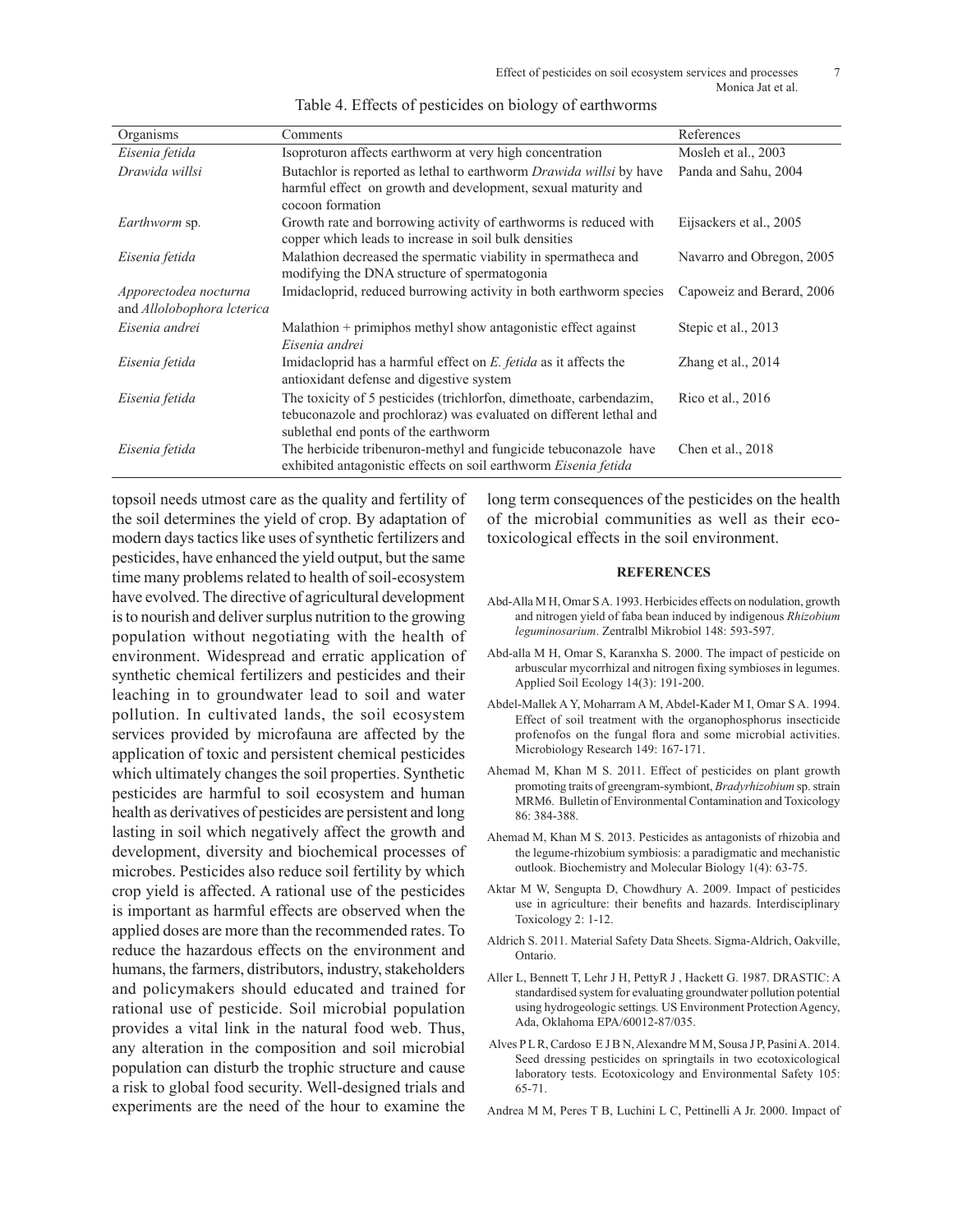Table 4. Effects of pesticides on biology of earthworms

| Organisms | Comments | References |
|---|---|---|
| *Eisenia fetida* | Isoproturon affects earthworm at very high concentration | Mosleh et al., 2003 |
| *Drawida willsi* | Butachlor is reported as lethal to earthworm *Drawida willsi* by have harmful effect on growth and development, sexual maturity and cocoon formation | Panda and Sahu, 2004 |
| *Earthworm* sp. | Growth rate and borrowing activity of earthworms is reduced with copper which leads to increase in soil bulk densities | Eijsackers et al., 2005 |
| *Eisenia fetida* | Malathion decreased the spermatic viability in spermatheca and modifying the DNA structure of spermatogonia | Navarro and Obregon, 2005 |
| *Apporectodea nocturna* and *Allolobophora lcterica* | Imidacloprid, reduced burrowing activity in both earthworm species | Capoweiz and Berard, 2006 |
| *Eisenia andrei* | Malathion + primiphos methyl show antagonistic effect against *Eisenia andrei* | Stepic et al., 2013 |
| *Eisenia fetida* | Imidacloprid has a harmful effect on *E. fetida* as it affects the antioxidant defense and digestive system | Zhang et al., 2014 |
| *Eisenia fetida* | The toxicity of 5 pesticides (trichlorfon, dimethoate, carbendazim, tebuconazole and prochloraz) was evaluated on different lethal and sublethal end ponts of the earthworm | Rico et al., 2016 |
| *Eisenia fetida* | The herbicide tribenuron-methyl and fungicide tebuconazole have exhibited antagonistic effects on soil earthworm *Eisenia fetida* | Chen et al., 2018 |

topsoil needs utmost care as the quality and fertility of the soil determines the yield of crop. By adaptation of modern days tactics like uses of synthetic fertilizers and pesticides, have enhanced the yield output, but the same time many problems related to health of soil-ecosystem have evolved. The directive of agricultural development is to nourish and deliver surplus nutrition to the growing population without negotiating with the health of environment. Widespread and erratic application of synthetic chemical fertilizers and pesticides and their leaching in to groundwater lead to soil and water pollution. In cultivated lands, the soil ecosystem services provided by microfauna are affected by the application of toxic and persistent chemical pesticides which ultimately changes the soil properties. Synthetic pesticides are harmful to soil ecosystem and human health as derivatives of pesticides are persistent and long lasting in soil which negatively affect the growth and development, diversity and biochemical processes of microbes. Pesticides also reduce soil fertility by which crop yield is affected. A rational use of the pesticides is important as harmful effects are observed when the applied doses are more than the recommended rates. To reduce the hazardous effects on the environment and humans, the farmers, distributors, industry, stakeholders and policymakers should educated and trained for rational use of pesticide. Soil microbial population provides a vital link in the natural food web. Thus, any alteration in the composition and soil microbial population can disturb the trophic structure and cause a risk to global food security. Well-designed trials and experiments are the need of the hour to examine the long term consequences of the pesticides on the health of the microbial communities as well as their eco-toxicological effects in the soil environment.

## REFERENCES

Abd-Alla M H, Omar S A. 1993. Herbicides effects on nodulation, growth and nitrogen yield of faba bean induced by indigenous *Rhizobium leguminosarium*. Zentralbl Mikrobiol 148: 593-597.

Abd-alla M H, Omar S, Karanxha S. 2000. The impact of pesticide on arbuscular mycorrhizal and nitrogen fixing symbioses in legumes. Applied Soil Ecology 14(3): 191-200.

Abdel-Mallek A Y, Moharram A M, Abdel-Kader M I, Omar S A. 1994. Effect of soil treatment with the organophosphorus insecticide profenofos on the fungal flora and some microbial activities. Microbiology Research 149: 167-171.

Ahemad M, Khan M S. 2011. Effect of pesticides on plant growth promoting traits of greengram-symbiont, *Bradyrhizobium* sp. strain MRM6. Bulletin of Environmental Contamination and Toxicology 86: 384-388.

Ahemad M, Khan M S. 2013. Pesticides as antagonists of rhizobia and the legume-rhizobium symbiosis: a paradigmatic and mechanistic outlook. Biochemistry and Molecular Biology 1(4): 63-75.

Aktar M W, Sengupta D, Chowdhury A. 2009. Impact of pesticides use in agriculture: their benefits and hazards. Interdisciplinary Toxicology 2: 1-12.

Aldrich S. 2011. Material Safety Data Sheets. Sigma-Aldrich, Oakville, Ontario.

Aller L, Bennett T, Lehr J H, PettyR J , Hackett G. 1987. DRASTIC: A standardised system for evaluating groundwater pollution potential using hydrogeologic settings. US Environment Protection Agency, Ada, Oklahoma EPA/60012-87/035.

Alves P L R, Cardoso E J B N, Alexandre M M, Sousa J P, Pasini A. 2014. Seed dressing pesticides on springtails in two ecotoxicological laboratory tests. Ecotoxicology and Environmental Safety 105: 65-71.

Andrea M M, Peres T B, Luchini L C, Pettinelli A Jr. 2000. Impact of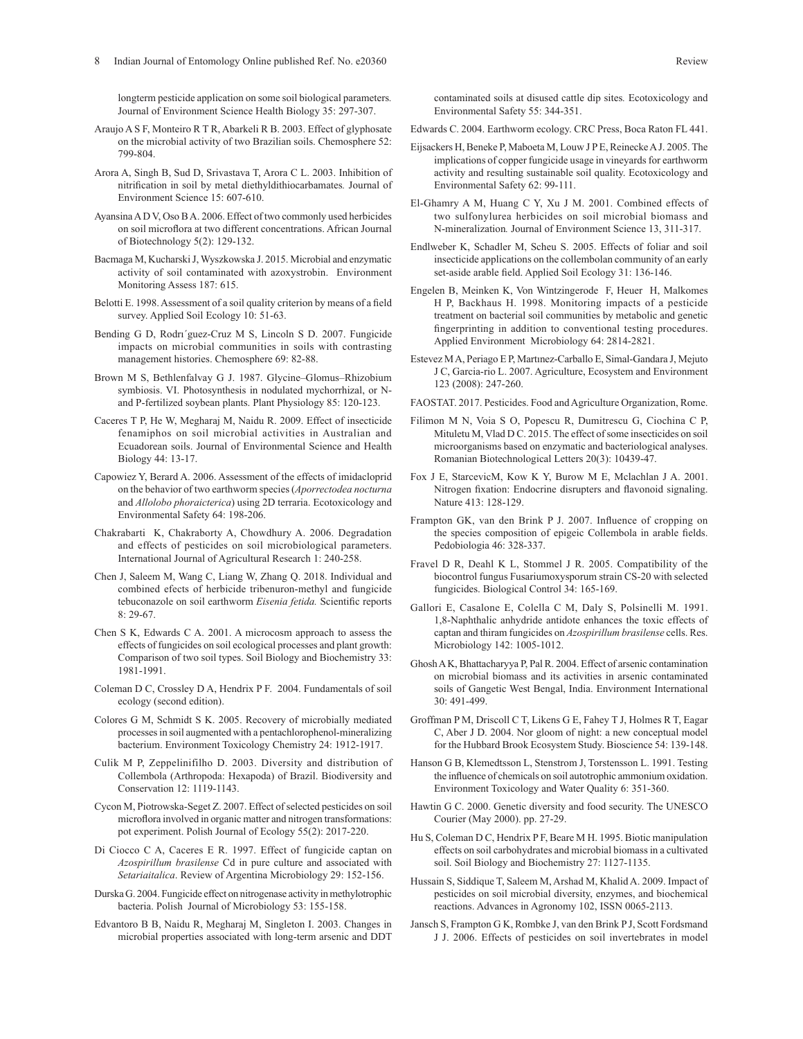longterm pesticide application on some soil biological parameters. Journal of Environment Science Health Biology 35: 297-307.

Araujo A S F, Monteiro R T R, Abarkeli R B. 2003. Effect of glyphosate on the microbial activity of two Brazilian soils. Chemosphere 52: 799-804.

Arora A, Singh B, Sud D, Srivastava T, Arora C L. 2003. Inhibition of nitrification in soil by metal diethyldithiocarbamates. Journal of Environment Science 15: 607-610.

Ayansina A D V, Oso B A. 2006. Effect of two commonly used herbicides on soil microflora at two different concentrations. African Journal of Biotechnology 5(2): 129-132.

Bacmaga M, Kucharski J, Wyszkowska J. 2015. Microbial and enzymatic activity of soil contaminated with azoxystrobin. Environment Monitoring Assess 187: 615.

Belotti E. 1998. Assessment of a soil quality criterion by means of a field survey. Applied Soil Ecology 10: 51-63.

Bending G D, Rodrı´guez-Cruz M S, Lincoln S D. 2007. Fungicide impacts on microbial communities in soils with contrasting management histories. Chemosphere 69: 82-88.

Brown M S, Bethlenfalvay G J. 1987. Glycine–Glomus–Rhizobium symbiosis. VI. Photosynthesis in nodulated mychorrhizal, or N- and P-fertilized soybean plants. Plant Physiology 85: 120-123.

Caceres T P, He W, Megharaj M, Naidu R. 2009. Effect of insecticide fenamiphos on soil microbial activities in Australian and Ecuadorean soils. Journal of Environmental Science and Health Biology 44: 13-17.

Capowiez Y, Berard A. 2006. Assessment of the effects of imidacloprid on the behavior of two earthworm species (*Aporrectodea nocturna* and *Allolobo phoraicterica*) using 2D terraria. Ecotoxicology and Environmental Safety 64: 198-206.

Chakrabarti K, Chakraborty A, Chowdhury A. 2006. Degradation and effects of pesticides on soil microbiological parameters. International Journal of Agricultural Research 1: 240-258.

Chen J, Saleem M, Wang C, Liang W, Zhang Q. 2018. Individual and combined efects of herbicide tribenuron-methyl and fungicide tebuconazole on soil earthworm *Eisenia fetida.* Scientific reports 8: 29-67.

Chen S K, Edwards C A. 2001. A microcosm approach to assess the effects of fungicides on soil ecological processes and plant growth: Comparison of two soil types. Soil Biology and Biochemistry 33: 1981-1991.

Coleman D C, Crossley D A, Hendrix P F. 2004. Fundamentals of soil ecology (second edition).

Colores G M, Schmidt S K. 2005. Recovery of microbially mediated processes in soil augmented with a pentachlorophenol-mineralizing bacterium. Environment Toxicology Chemistry 24: 1912-1917.

Culik M P, Zeppelinifilho D. 2003. Diversity and distribution of Collembola (Arthropoda: Hexapoda) of Brazil. Biodiversity and Conservation 12: 1119-1143.

Cycon M, Piotrowska-Seget Z. 2007. Effect of selected pesticides on soil microflora involved in organic matter and nitrogen transformations: pot experiment. Polish Journal of Ecology 55(2): 2017-220.

Di Ciocco C A, Caceres E R. 1997. Effect of fungicide captan on *Azospirillum brasilense* Cd in pure culture and associated with *Setariaitalica*. Review of Argentina Microbiology 29: 152-156.

Durska G. 2004. Fungicide effect on nitrogenase activity in methylotrophic bacteria. Polish Journal of Microbiology 53: 155-158.

Edvantoro B B, Naidu R, Megharaj M, Singleton I. 2003. Changes in microbial properties associated with long-term arsenic and DDT contaminated soils at disused cattle dip sites. Ecotoxicology and Environmental Safety 55: 344-351.

Edwards C. 2004. Earthworm ecology. CRC Press, Boca Raton FL 441.

Eijsackers H, Beneke P, Maboeta M, Louw J P E, Reinecke A J. 2005. The implications of copper fungicide usage in vineyards for earthworm activity and resulting sustainable soil quality. Ecotoxicology and Environmental Safety 62: 99-111.

El-Ghamry A M, Huang C Y, Xu J M. 2001. Combined effects of two sulfonylurea herbicides on soil microbial biomass and N-mineralization. Journal of Environment Science 13, 311-317.

Endlweber K, Schadler M, Scheu S. 2005. Effects of foliar and soil insecticide applications on the collembolan community of an early set-aside arable field. Applied Soil Ecology 31: 136-146.

Engelen B, Meinken K, Von Wintzingerode F, Heuer H, Malkomes H P, Backhaus H. 1998. Monitoring impacts of a pesticide treatment on bacterial soil communities by metabolic and genetic fingerprinting in addition to conventional testing procedures. Applied Environment Microbiology 64: 2814-2821.

Estevez M A, Periago E P, Martınez-Carballo E, Simal-Gandara J, Mejuto J C, Garcia-rio L. 2007. Agriculture, Ecosystem and Environment 123 (2008): 247-260.

FAOSTAT. 2017. Pesticides. Food and Agriculture Organization, Rome.

Filimon M N, Voia S O, Popescu R, Dumitrescu G, Ciochina C P, Mituletu M, Vlad D C. 2015. The effect of some insecticides on soil microorganisms based on enzymatic and bacteriological analyses. Romanian Biotechnological Letters 20(3): 10439-47.

Fox J E, StarcevicM, Kow K Y, Burow M E, Mclachlan J A. 2001. Nitrogen fixation: Endocrine disrupters and flavonoid signaling. Nature 413: 128-129.

Frampton GK, van den Brink P J. 2007. Influence of cropping on the species composition of epigeic Collembola in arable fields. Pedobiologia 46: 328-337.

Fravel D R, Deahl K L, Stommel J R. 2005. Compatibility of the biocontrol fungus Fusariumoxysporum strain CS-20 with selected fungicides. Biological Control 34: 165-169.

Gallori E, Casalone E, Colella C M, Daly S, Polsinelli M. 1991. 1,8-Naphthalic anhydride antidote enhances the toxic effects of captan and thiram fungicides on *Azospirillum brasilense* cells. Res. Microbiology 142: 1005-1012.

Ghosh A K, Bhattacharyya P, Pal R. 2004. Effect of arsenic contamination on microbial biomass and its activities in arsenic contaminated soils of Gangetic West Bengal, India. Environment International 30: 491-499.

Groffman P M, Driscoll C T, Likens G E, Fahey T J, Holmes R T, Eagar C, Aber J D. 2004. Nor gloom of night: a new conceptual model for the Hubbard Brook Ecosystem Study. Bioscience 54: 139-148.

Hanson G B, Klemedtsson L, Stenstrom J, Torstensson L. 1991. Testing the influence of chemicals on soil autotrophic ammonium oxidation. Environment Toxicology and Water Quality 6: 351-360.

Hawtin G C. 2000. Genetic diversity and food security. The UNESCO Courier (May 2000). pp. 27-29.

Hu S, Coleman D C, Hendrix P F, Beare M H. 1995. Biotic manipulation effects on soil carbohydrates and microbial biomass in a cultivated soil. Soil Biology and Biochemistry 27: 1127-1135.

Hussain S, Siddique T, Saleem M, Arshad M, Khalid A. 2009. Impact of pesticides on soil microbial diversity, enzymes, and biochemical reactions. Advances in Agronomy 102, ISSN 0065-2113.

Jansch S, Frampton G K, Rombke J, van den Brink P J, Scott Fordsmand J J. 2006. Effects of pesticides on soil invertebrates in model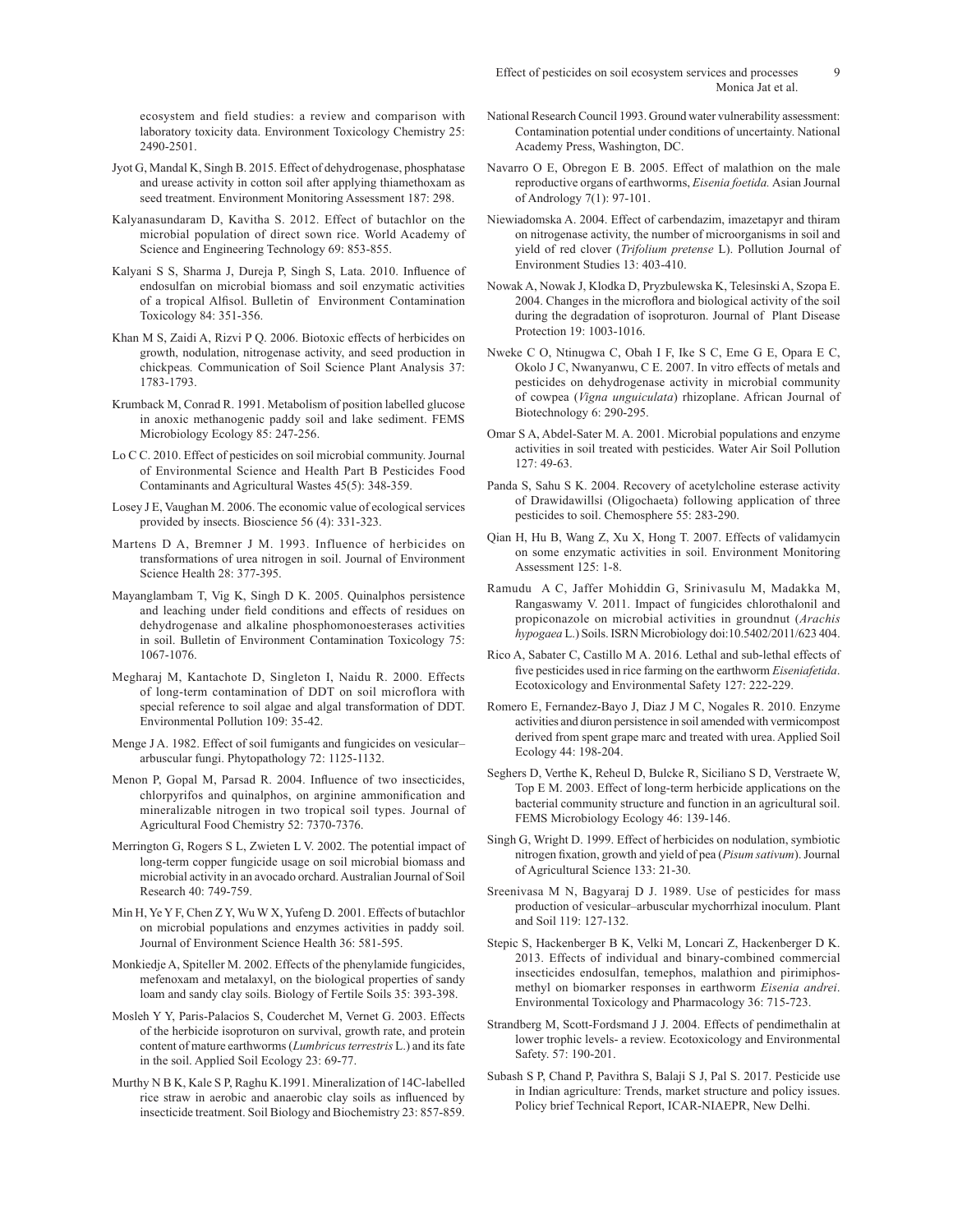ecosystem and field studies: a review and comparison with laboratory toxicity data. Environment Toxicology Chemistry 25: 2490-2501.

Jyot G, Mandal K, Singh B. 2015. Effect of dehydrogenase, phosphatase and urease activity in cotton soil after applying thiamethoxam as seed treatment. Environment Monitoring Assessment 187: 298.

Kalyanasundaram D, Kavitha S. 2012. Effect of butachlor on the microbial population of direct sown rice. World Academy of Science and Engineering Technology 69: 853-855.

Kalyani S S, Sharma J, Dureja P, Singh S, Lata. 2010. Influence of endosulfan on microbial biomass and soil enzymatic activities of a tropical Alfisol. Bulletin of Environment Contamination Toxicology 84: 351-356.

Khan M S, Zaidi A, Rizvi P Q. 2006. Biotoxic effects of herbicides on growth, nodulation, nitrogenase activity, and seed production in chickpeas. Communication of Soil Science Plant Analysis 37: 1783-1793.

Krumback M, Conrad R. 1991. Metabolism of position labelled glucose in anoxic methanogenic paddy soil and lake sediment. FEMS Microbiology Ecology 85: 247-256.

Lo C C. 2010. Effect of pesticides on soil microbial community. Journal of Environmental Science and Health Part B Pesticides Food Contaminants and Agricultural Wastes 45(5): 348-359.

Losey J E, Vaughan M. 2006. The economic value of ecological services provided by insects. Bioscience 56 (4): 331-323.

Martens D A, Bremner J M. 1993. Influence of herbicides on transformations of urea nitrogen in soil. Journal of Environment Science Health 28: 377-395.

Mayanglambam T, Vig K, Singh D K. 2005. Quinalphos persistence and leaching under field conditions and effects of residues on dehydrogenase and alkaline phosphomonoesterases activities in soil. Bulletin of Environment Contamination Toxicology 75: 1067-1076.

Megharaj M, Kantachote D, Singleton I, Naidu R. 2000. Effects of long-term contamination of DDT on soil microflora with special reference to soil algae and algal transformation of DDT. Environmental Pollution 109: 35-42.

Menge J A. 1982. Effect of soil fumigants and fungicides on vesicular–arbuscular fungi. Phytopathology 72: 1125-1132.

Menon P, Gopal M, Parsad R. 2004. Influence of two insecticides, chlorpyrifos and quinalphos, on arginine ammonification and mineralizable nitrogen in two tropical soil types. Journal of Agricultural Food Chemistry 52: 7370-7376.

Merrington G, Rogers S L, Zwieten L V. 2002. The potential impact of long-term copper fungicide usage on soil microbial biomass and microbial activity in an avocado orchard. Australian Journal of Soil Research 40: 749-759.

Min H, Ye Y F, Chen Z Y, Wu W X, Yufeng D. 2001. Effects of butachlor on microbial populations and enzymes activities in paddy soil. Journal of Environment Science Health 36: 581-595.

Monkiedje A, Spiteller M. 2002. Effects of the phenylamide fungicides, mefenoxam and metalaxyl, on the biological properties of sandy loam and sandy clay soils. Biology of Fertile Soils 35: 393-398.

Mosleh Y Y, Paris-Palacios S, Couderchet M, Vernet G. 2003. Effects of the herbicide isoproturon on survival, growth rate, and protein content of mature earthworms (*Lumbricus terrestris* L.) and its fate in the soil. Applied Soil Ecology 23: 69-77.

Murthy N B K, Kale S P, Raghu K.1991. Mineralization of 14C-labelled rice straw in aerobic and anaerobic clay soils as influenced by insecticide treatment. Soil Biology and Biochemistry 23: 857-859.

National Research Council 1993. Ground water vulnerability assessment: Contamination potential under conditions of uncertainty. National Academy Press, Washington, DC.

Navarro O E, Obregon E B. 2005. Effect of malathion on the male reproductive organs of earthworms, *Eisenia foetida.* Asian Journal of Andrology 7(1): 97-101.

Niewiadomska A. 2004. Effect of carbendazim, imazetapyr and thiram on nitrogenase activity, the number of microorganisms in soil and yield of red clover (*Trifolium pretense* L). Pollution Journal of Environment Studies 13: 403-410.

Nowak A, Nowak J, Klodka D, Pryzbulewska K, Telesinski A, Szopa E. 2004. Changes in the microflora and biological activity of the soil during the degradation of isoproturon. Journal of Plant Disease Protection 19: 1003-1016.

Nweke C O, Ntinugwa C, Obah I F, Ike S C, Eme G E, Opara E C, Okolo J C, Nwanyanwu, C E. 2007. In vitro effects of metals and pesticides on dehydrogenase activity in microbial community of cowpea (*Vigna unguiculata*) rhizoplane. African Journal of Biotechnology 6: 290-295.

Omar S A, Abdel-Sater M. A. 2001. Microbial populations and enzyme activities in soil treated with pesticides. Water Air Soil Pollution 127: 49-63.

Panda S, Sahu S K. 2004. Recovery of acetylcholine esterase activity of Drawidawillsi (Oligochaeta) following application of three pesticides to soil. Chemosphere 55: 283-290.

Qian H, Hu B, Wang Z, Xu X, Hong T. 2007. Effects of validamycin on some enzymatic activities in soil. Environment Monitoring Assessment 125: 1-8.

Ramudu A C, Jaffer Mohiddin G, Srinivasulu M, Madakka M, Rangaswamy V. 2011. Impact of fungicides chlorothalonil and propiconazole on microbial activities in groundnut (*Arachis hypogaea* L.) Soils. ISRN Microbiology doi:10.5402/2011/623 404.

Rico A, Sabater C, Castillo M A. 2016. Lethal and sub-lethal effects of five pesticides used in rice farming on the earthworm *Eiseniafetida*. Ecotoxicology and Environmental Safety 127: 222-229.

Romero E, Fernandez-Bayo J, Diaz J M C, Nogales R. 2010. Enzyme activities and diuron persistence in soil amended with vermicompost derived from spent grape marc and treated with urea. Applied Soil Ecology 44: 198-204.

Seghers D, Verthe K, Reheul D, Bulcke R, Siciliano S D, Verstraete W, Top E M. 2003. Effect of long-term herbicide applications on the bacterial community structure and function in an agricultural soil. FEMS Microbiology Ecology 46: 139-146.

Singh G, Wright D. 1999. Effect of herbicides on nodulation, symbiotic nitrogen fixation, growth and yield of pea (*Pisum sativum*). Journal of Agricultural Science 133: 21-30.

Sreenivasa M N, Bagyaraj D J. 1989. Use of pesticides for mass production of vesicular–arbuscular mychorrhizal inoculum. Plant and Soil 119: 127-132.

Stepic S, Hackenberger B K, Velki M, Loncari Z, Hackenberger D K. 2013. Effects of individual and binary-combined commercial insecticides endosulfan, temephos, malathion and pirimiphos-methyl on biomarker responses in earthworm *Eisenia andrei*. Environmental Toxicology and Pharmacology 36: 715-723.

Strandberg M, Scott-Fordsmand J J. 2004. Effects of pendimethalin at lower trophic levels- a review. Ecotoxicology and Environmental Safety. 57: 190-201.

Subash S P, Chand P, Pavithra S, Balaji S J, Pal S. 2017. Pesticide use in Indian agriculture: Trends, market structure and policy issues. Policy brief Technical Report, ICAR-NIAEPR, New Delhi.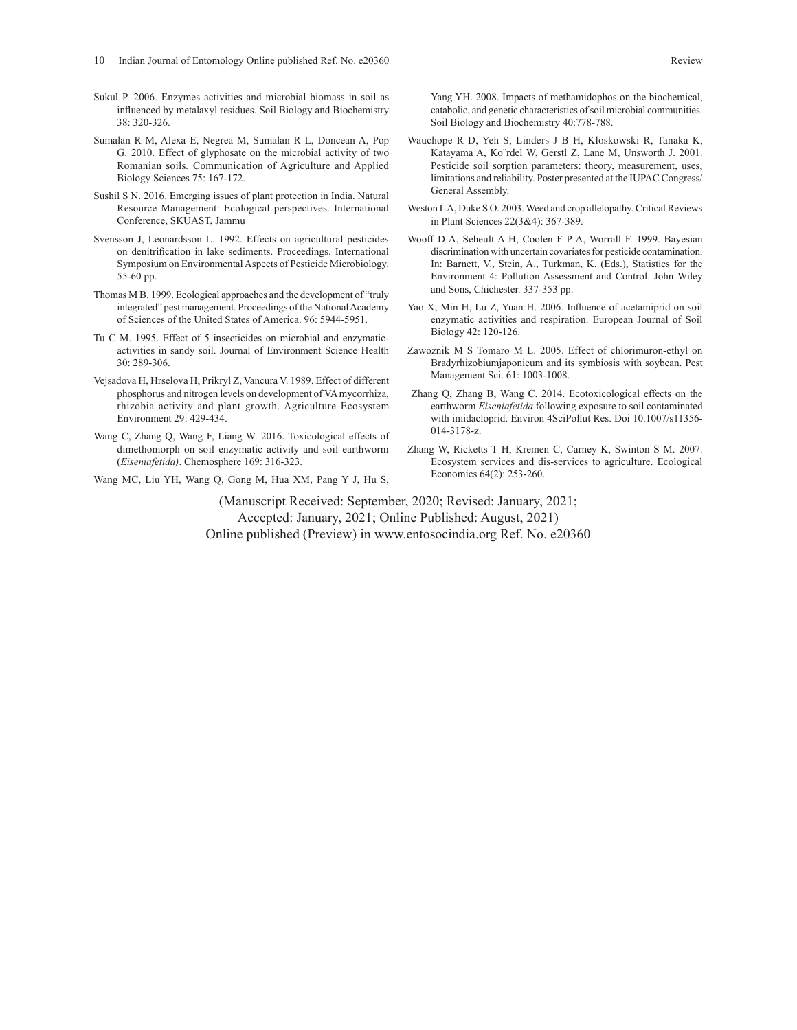Sukul P. 2006. Enzymes activities and microbial biomass in soil as influenced by metalaxyl residues. Soil Biology and Biochemistry 38: 320-326.

Sumalan R M, Alexa E, Negrea M, Sumalan R L, Doncean A, Pop G. 2010. Effect of glyphosate on the microbial activity of two Romanian soils. Communication of Agriculture and Applied Biology Sciences 75: 167-172.

Sushil S N. 2016. Emerging issues of plant protection in India. Natural Resource Management: Ecological perspectives. International Conference, SKUAST, Jammu

Svensson J, Leonardsson L. 1992. Effects on agricultural pesticides on denitrification in lake sediments. Proceedings. International Symposium on Environmental Aspects of Pesticide Microbiology. 55-60 pp.

Thomas M B. 1999. Ecological approaches and the development of "truly integrated" pest management. Proceedings of the National Academy of Sciences of the United States of America. 96: 5944-5951.

Tu C M. 1995. Effect of 5 insecticides on microbial and enzymatic-activities in sandy soil. Journal of Environment Science Health 30: 289-306.

Vejsadova H, Hrselova H, Prikryl Z, Vancura V. 1989. Effect of different phosphorus and nitrogen levels on development of VA mycorrhiza, rhizobia activity and plant growth. Agriculture Ecosystem Environment 29: 429-434.

Wang C, Zhang Q, Wang F, Liang W. 2016. Toxicological effects of dimethomorph on soil enzymatic activity and soil earthworm (*Eiseniafetida)*. Chemosphere 169: 316-323.

Wang MC, Liu YH, Wang Q, Gong M, Hua XM, Pang Y J, Hu S, Yang YH. 2008. Impacts of methamidophos on the biochemical, catabolic, and genetic characteristics of soil microbial communities. Soil Biology and Biochemistry 40:778-788.

Wauchope R D, Yeh S, Linders J B H, Kloskowski R, Tanaka K, Katayama A, Ko¨rdel W, Gerstl Z, Lane M, Unsworth J. 2001. Pesticide soil sorption parameters: theory, measurement, uses, limitations and reliability. Poster presented at the IUPAC Congress/ General Assembly.

Weston L A, Duke S O. 2003. Weed and crop allelopathy. Critical Reviews in Plant Sciences 22(3&4): 367-389.

Wooff D A, Seheult A H, Coolen F P A, Worrall F. 1999. Bayesian discrimination with uncertain covariates for pesticide contamination. In: Barnett, V., Stein, A., Turkman, K. (Eds.), Statistics for the Environment 4: Pollution Assessment and Control. John Wiley and Sons, Chichester. 337-353 pp.

Yao X, Min H, Lu Z, Yuan H. 2006. Influence of acetamiprid on soil enzymatic activities and respiration. European Journal of Soil Biology 42: 120-126.

Zawoznik M S Tomaro M L. 2005. Effect of chlorimuron-ethyl on Bradyrhizobiumjaponicum and its symbiosis with soybean. Pest Management Sci. 61: 1003-1008.

Zhang Q, Zhang B, Wang C. 2014. Ecotoxicological effects on the earthworm *Eiseniafetida* following exposure to soil contaminated with imidacloprid. Environ 4SciPollut Res. Doi 10.1007/s11356-014-3178-z.

Zhang W, Ricketts T H, Kremen C, Carney K, Swinton S M. 2007. Ecosystem services and dis-services to agriculture. Ecological Economics 64(2): 253-260.

(Manuscript Received: September, 2020; Revised: January, 2021; Accepted: January, 2021; Online Published: August, 2021)
Online published (Preview) in www.entosocindia.org Ref. No. e20360